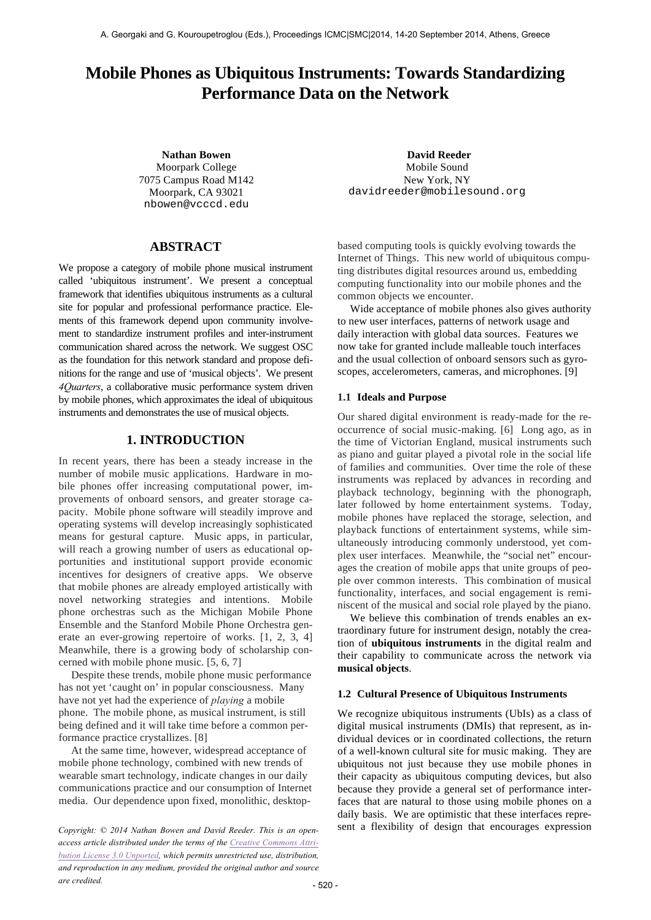# Mobile Phones as Ubiquitous Instruments: Towards Standardizing Performance Data on the Network

**Nathan Bowen**
Moorpark College
7075 Campus Road M142
Moorpark, CA 93021
nbowen@vcccd.edu

**David Reeder**
Mobile Sound
New York, NY
davidreeder@mobilesound.org

## ABSTRACT

We propose a category of mobile phone musical instrument called 'ubiquitous instrument'. We present a conceptual framework that identifies ubiquitous instruments as a cultural site for popular and professional performance practice. Elements of this framework depend upon community involvement to standardize instrument profiles and inter-instrument communication shared across the network. We suggest OSC as the foundation for this network standard and propose definitions for the range and use of 'musical objects'. We present *4Quarters*, a collaborative music performance system driven by mobile phones, which approximates the ideal of ubiquitous instruments and demonstrates the use of musical objects.

## 1. INTRODUCTION

In recent years, there has been a steady increase in the number of mobile music applications. Hardware in mobile phones offer increasing computational power, improvements of onboard sensors, and greater storage capacity. Mobile phone software will steadily improve and operating systems will develop increasingly sophisticated means for gestural capture. Music apps, in particular, will reach a growing number of users as educational opportunities and institutional support provide economic incentives for designers of creative apps. We observe that mobile phones are already employed artistically with novel networking strategies and intentions. Mobile phone orchestras such as the Michigan Mobile Phone Ensemble and the Stanford Mobile Phone Orchestra generate an ever-growing repertoire of works. [1, 2, 3, 4] Meanwhile, there is a growing body of scholarship concerned with mobile phone music. [5, 6, 7]

Despite these trends, mobile phone music performance has not yet 'caught on' in popular consciousness. Many have not yet had the experience of *playing* a mobile phone. The mobile phone, as musical instrument, is still being defined and it will take time before a common performance practice crystallizes. [8]

At the same time, however, widespread acceptance of mobile phone technology, combined with new trends of wearable smart technology, indicate changes in our daily communications practice and our consumption of Internet media. Our dependence upon fixed, monolithic, desktop-based computing tools is quickly evolving towards the Internet of Things. This new world of ubiquitous computing distributes digital resources around us, embedding computing functionality into our mobile phones and the common objects we encounter.

Wide acceptance of mobile phones also gives authority to new user interfaces, patterns of network usage and daily interaction with global data sources. Features we now take for granted include malleable touch interfaces and the usual collection of onboard sensors such as gyroscopes, accelerometers, cameras, and microphones. [9]

### 1.1 Ideals and Purpose

Our shared digital environment is ready-made for the reoccurrence of social music-making. [6] Long ago, as in the time of Victorian England, musical instruments such as piano and guitar played a pivotal role in the social life of families and communities. Over time the role of these instruments was replaced by advances in recording and playback technology, beginning with the phonograph, later followed by home entertainment systems. Today, mobile phones have replaced the storage, selection, and playback functions of entertainment systems, while simultaneously introducing commonly understood, yet complex user interfaces. Meanwhile, the "social net" encourages the creation of mobile apps that unite groups of people over common interests. This combination of musical functionality, interfaces, and social engagement is reminiscent of the musical and social role played by the piano.

We believe this combination of trends enables an extraordinary future for instrument design, notably the creation of **ubiquitous instruments** in the digital realm and their capability to communicate across the network via **musical objects**.

### 1.2 Cultural Presence of Ubiquitous Instruments

We recognize ubiquitous instruments (UbIs) as a class of digital musical instruments (DMIs) that represent, as individual devices or in coordinated collections, the return of a well-known cultural site for music making. They are ubiquitous not just because they use mobile phones in their capacity as ubiquitous computing devices, but also because they provide a general set of performance interfaces that are natural to those using mobile phones on a daily basis. We are optimistic that these interfaces represent a flexibility of design that encourages expression

*Copyright: © 2014 Nathan Bowen and David Reeder. This is an open-access article distributed under the terms of the Creative Commons Attribution License 3.0 Unported, which permits unrestricted use, distribution, and reproduction in any medium, provided the original author and source are credited.*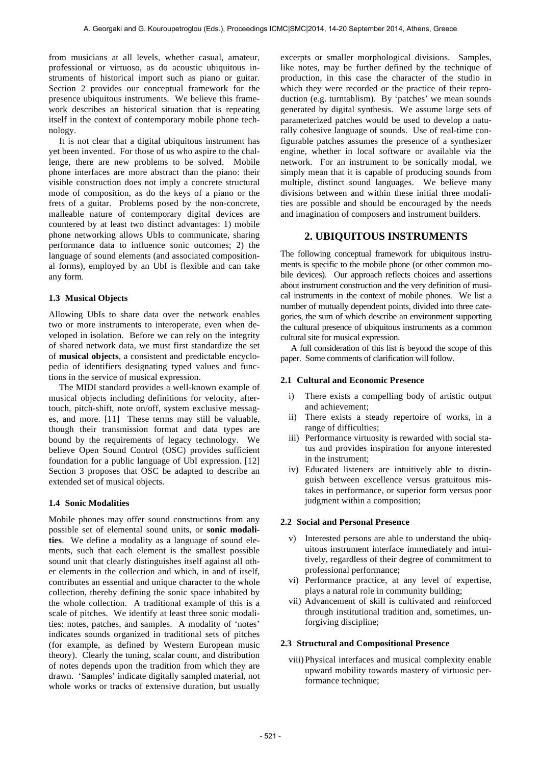from musicians at all levels, whether casual, amateur, professional or virtuoso, as do acoustic ubiquitous instruments of historical import such as piano or guitar. Section 2 provides our conceptual framework for the presence ubiquitous instruments. We believe this framework describes an historical situation that is repeating itself in the context of contemporary mobile phone technology.

It is not clear that a digital ubiquitous instrument has yet been invented. For those of us who aspire to the challenge, there are new problems to be solved. Mobile phone interfaces are more abstract than the piano: their visible construction does not imply a concrete structural mode of composition, as do the keys of a piano or the frets of a guitar. Problems posed by the non-concrete, malleable nature of contemporary digital devices are countered by at least two distinct advantages: 1) mobile phone networking allows UbIs to communicate, sharing performance data to influence sonic outcomes; 2) the language of sound elements (and associated compositional forms), employed by an UbI is flexible and can take any form.

### 1.3 Musical Objects

Allowing UbIs to share data over the network enables two or more instruments to interoperate, even when developed in isolation. Before we can rely on the integrity of shared network data, we must first standardize the set of **musical objects**, a consistent and predictable encyclopedia of identifiers designating typed values and functions in the service of musical expression.

The MIDI standard provides a well-known example of musical objects including definitions for velocity, aftertouch, pitch-shift, note on/off, system exclusive messages, and more. [11] These terms may still be valuable, though their transmission format and data types are bound by the requirements of legacy technology. We believe Open Sound Control (OSC) provides sufficient foundation for a public language of UbI expression. [12] Section 3 proposes that OSC be adapted to describe an extended set of musical objects.

### 1.4 Sonic Modalities

Mobile phones may offer sound constructions from any possible set of elemental sound units, or **sonic modalities**. We define a modality as a language of sound elements, such that each element is the smallest possible sound unit that clearly distinguishes itself against all other elements in the collection and which, in and of itself, contributes an essential and unique character to the whole collection, thereby defining the sonic space inhabited by the whole collection. A traditional example of this is a scale of pitches. We identify at least three sonic modalities: notes, patches, and samples. A modality of 'notes' indicates sounds organized in traditional sets of pitches (for example, as defined by Western European music theory). Clearly the tuning, scalar count, and distribution of notes depends upon the tradition from which they are drawn. 'Samples' indicate digitally sampled material, not whole works or tracks of extensive duration, but usually excerpts or smaller morphological divisions. Samples, like notes, may be further defined by the technique of production, in this case the character of the studio in which they were recorded or the practice of their reproduction (e.g. turntablism). By 'patches' we mean sounds generated by digital synthesis. We assume large sets of parameterized patches would be used to develop a naturally cohesive language of sounds. Use of real-time configurable patches assumes the presence of a synthesizer engine, whether in local software or available via the network. For an instrument to be sonically modal, we simply mean that it is capable of producing sounds from multiple, distinct sound languages. We believe many divisions between and within these initial three modalities are possible and should be encouraged by the needs and imagination of composers and instrument builders.

## 2. UBIQUITOUS INSTRUMENTS

The following conceptual framework for ubiquitous instruments is specific to the mobile phone (or other common mobile devices). Our approach reflects choices and assertions about instrument construction and the very definition of musical instruments in the context of mobile phones. We list a number of mutually dependent points, divided into three categories, the sum of which describe an environment supporting the cultural presence of ubiquitous instruments as a common cultural site for musical expression.

A full consideration of this list is beyond the scope of this paper. Some comments of clarification will follow.

### 2.1 Cultural and Economic Presence

i) There exists a compelling body of artistic output and achievement;
ii) There exists a steady repertoire of works, in a range of difficulties;
iii) Performance virtuosity is rewarded with social status and provides inspiration for anyone interested in the instrument;
iv) Educated listeners are intuitively able to distinguish between excellence versus gratuitous mistakes in performance, or superior form versus poor judgment within a composition;

### 2.2 Social and Personal Presence

v) Interested persons are able to understand the ubiquitous instrument interface immediately and intuitively, regardless of their degree of commitment to professional performance;
vi) Performance practice, at any level of expertise, plays a natural role in community building;
vii) Advancement of skill is cultivated and reinforced through institutional tradition and, sometimes, unforgiving discipline;

### 2.3 Structural and Compositional Presence

viii) Physical interfaces and musical complexity enable upward mobility towards mastery of virtuosic performance technique;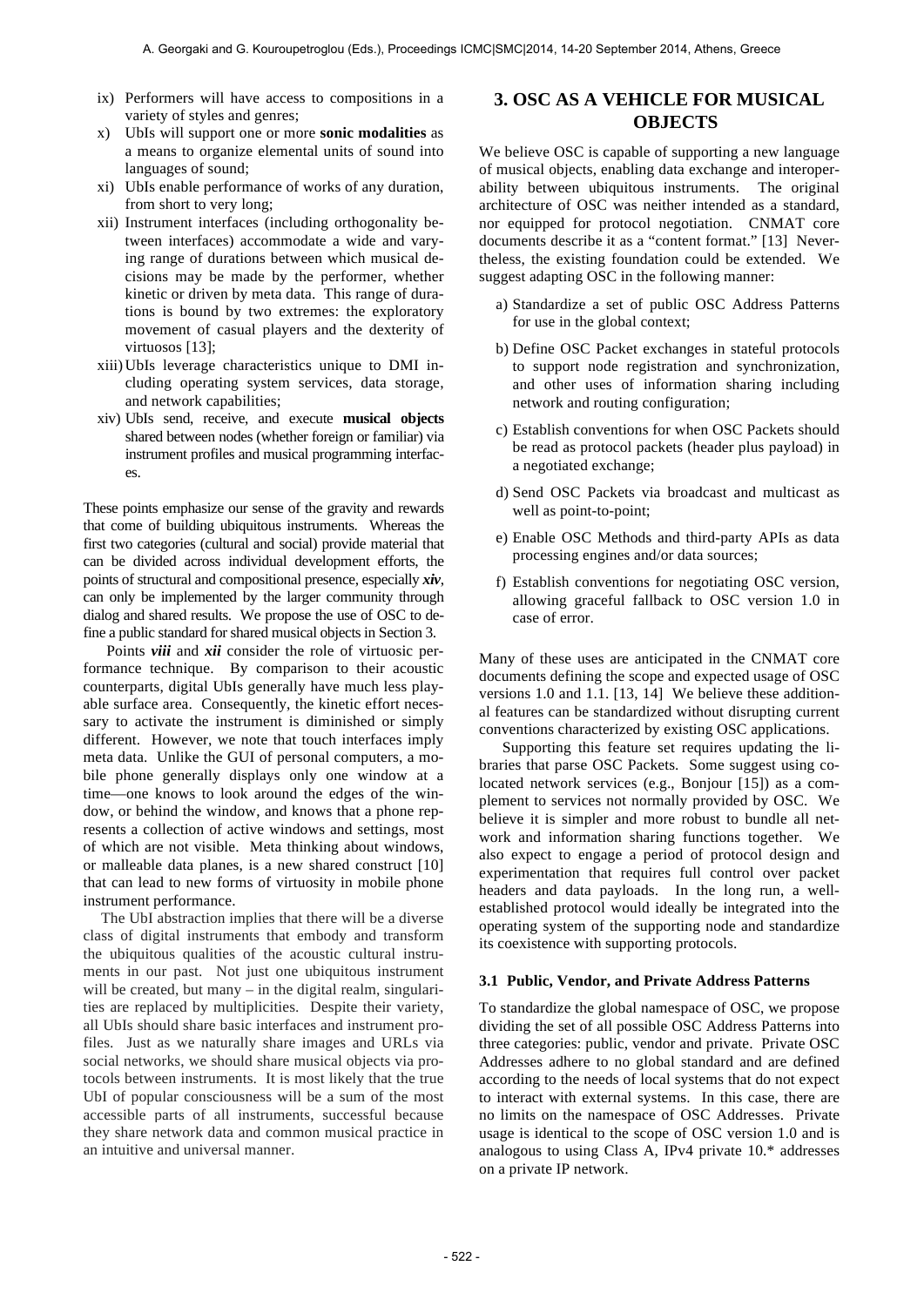ix) Performers will have access to compositions in a variety of styles and genres;

x) UbIs will support one or more **sonic modalities** as a means to organize elemental units of sound into languages of sound;

xi) UbIs enable performance of works of any duration, from short to very long;

xii) Instrument interfaces (including orthogonality between interfaces) accommodate a wide and varying range of durations between which musical decisions may be made by the performer, whether kinetic or driven by meta data. This range of durations is bound by two extremes: the exploratory movement of casual players and the dexterity of virtuosos [13];

xiii) UbIs leverage characteristics unique to DMI including operating system services, data storage, and network capabilities;

xiv) UbIs send, receive, and execute **musical objects** shared between nodes (whether foreign or familiar) via instrument profiles and musical programming interfaces.

These points emphasize our sense of the gravity and rewards that come of building ubiquitous instruments. Whereas the first two categories (cultural and social) provide material that can be divided across individual development efforts, the points of structural and compositional presence, especially ***xiv***, can only be implemented by the larger community through dialog and shared results. We propose the use of OSC to define a public standard for shared musical objects in Section 3.

Points ***viii*** and ***xii*** consider the role of virtuosic performance technique. By comparison to their acoustic counterparts, digital UbIs generally have much less playable surface area. Consequently, the kinetic effort necessary to activate the instrument is diminished or simply different. However, we note that touch interfaces imply meta data. Unlike the GUI of personal computers, a mobile phone generally displays only one window at a time—one knows to look around the edges of the window, or behind the window, and knows that a phone represents a collection of active windows and settings, most of which are not visible. Meta thinking about windows, or malleable data planes, is a new shared construct [10] that can lead to new forms of virtuosity in mobile phone instrument performance.

The UbI abstraction implies that there will be a diverse class of digital instruments that embody and transform the ubiquitous qualities of the acoustic cultural instruments in our past. Not just one ubiquitous instrument will be created, but many – in the digital realm, singularities are replaced by multiplicities. Despite their variety, all UbIs should share basic interfaces and instrument profiles. Just as we naturally share images and URLs via social networks, we should share musical objects via protocols between instruments. It is most likely that the true UbI of popular consciousness will be a sum of the most accessible parts of all instruments, successful because they share network data and common musical practice in an intuitive and universal manner.

# 3. OSC AS A VEHICLE FOR MUSICAL OBJECTS

We believe OSC is capable of supporting a new language of musical objects, enabling data exchange and interoperability between ubiquitous instruments. The original architecture of OSC was neither intended as a standard, nor equipped for protocol negotiation. CNMAT core documents describe it as a "content format." [13] Nevertheless, the existing foundation could be extended. We suggest adapting OSC in the following manner:

a) Standardize a set of public OSC Address Patterns for use in the global context;

b) Define OSC Packet exchanges in stateful protocols to support node registration and synchronization, and other uses of information sharing including network and routing configuration;

c) Establish conventions for when OSC Packets should be read as protocol packets (header plus payload) in a negotiated exchange;

d) Send OSC Packets via broadcast and multicast as well as point-to-point;

e) Enable OSC Methods and third-party APIs as data processing engines and/or data sources;

f) Establish conventions for negotiating OSC version, allowing graceful fallback to OSC version 1.0 in case of error.

Many of these uses are anticipated in the CNMAT core documents defining the scope and expected usage of OSC versions 1.0 and 1.1. [13, 14] We believe these additional features can be standardized without disrupting current conventions characterized by existing OSC applications.

Supporting this feature set requires updating the libraries that parse OSC Packets. Some suggest using co-located network services (e.g., Bonjour [15]) as a complement to services not normally provided by OSC. We believe it is simpler and more robust to bundle all network and information sharing functions together. We also expect to engage a period of protocol design and experimentation that requires full control over packet headers and data payloads. In the long run, a well-established protocol would ideally be integrated into the operating system of the supporting node and standardize its coexistence with supporting protocols.

## 3.1 Public, Vendor, and Private Address Patterns

To standardize the global namespace of OSC, we propose dividing the set of all possible OSC Address Patterns into three categories: public, vendor and private. Private OSC Addresses adhere to no global standard and are defined according to the needs of local systems that do not expect to interact with external systems. In this case, there are no limits on the namespace of OSC Addresses. Private usage is identical to the scope of OSC version 1.0 and is analogous to using Class A, IPv4 private 10.* addresses on a private IP network.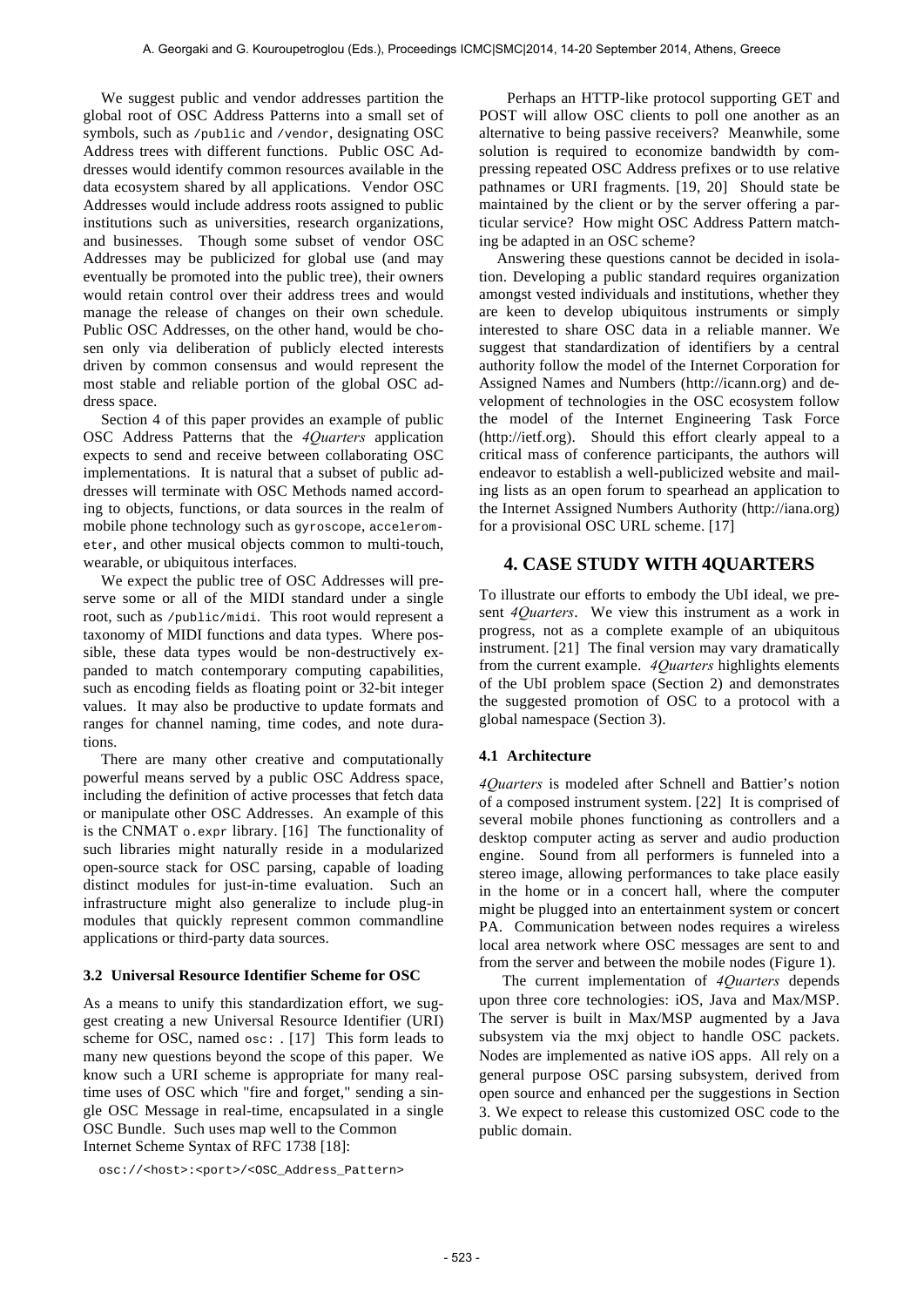We suggest public and vendor addresses partition the global root of OSC Address Patterns into a small set of symbols, such as `/public` and `/vendor`, designating OSC Address trees with different functions. Public OSC Addresses would identify common resources available in the data ecosystem shared by all applications. Vendor OSC Addresses would include address roots assigned to public institutions such as universities, research organizations, and businesses. Though some subset of vendor OSC Addresses may be publicized for global use (and may eventually be promoted into the public tree), their owners would retain control over their address trees and would manage the release of changes on their own schedule. Public OSC Addresses, on the other hand, would be chosen only via deliberation of publicly elected interests driven by common consensus and would represent the most stable and reliable portion of the global OSC address space.

Section 4 of this paper provides an example of public OSC Address Patterns that the *4Quarters* application expects to send and receive between collaborating OSC implementations. It is natural that a subset of public addresses will terminate with OSC Methods named according to objects, functions, or data sources in the realm of mobile phone technology such as `gyroscope`, `accelerometer`, and other musical objects common to multi-touch, wearable, or ubiquitous interfaces.

We expect the public tree of OSC Addresses will preserve some or all of the MIDI standard under a single root, such as `/public/midi`. This root would represent a taxonomy of MIDI functions and data types. Where possible, these data types would be non-destructively expanded to match contemporary computing capabilities, such as encoding fields as floating point or 32-bit integer values. It may also be productive to update formats and ranges for channel naming, time codes, and note durations.

There are many other creative and computationally powerful means served by a public OSC Address space, including the definition of active processes that fetch data or manipulate other OSC Addresses. An example of this is the CNMAT `o.expr` library. [16] The functionality of such libraries might naturally reside in a modularized open-source stack for OSC parsing, capable of loading distinct modules for just-in-time evaluation. Such an infrastructure might also generalize to include plug-in modules that quickly represent common commandline applications or third-party data sources.

### 3.2 Universal Resource Identifier Scheme for OSC

As a means to unify this standardization effort, we suggest creating a new Universal Resource Identifier (URI) scheme for OSC, named `osc:` . [17] This form leads to many new questions beyond the scope of this paper. We know such a URI scheme is appropriate for many real-time uses of OSC which "fire and forget," sending a single OSC Message in real-time, encapsulated in a single OSC Bundle. Such uses map well to the Common Internet Scheme Syntax of RFC 1738 [18]:

```
osc://<host>:<port>/<OSC_Address_Pattern>
```

Perhaps an HTTP-like protocol supporting GET and POST will allow OSC clients to poll one another as an alternative to being passive receivers? Meanwhile, some solution is required to economize bandwidth by compressing repeated OSC Address prefixes or to use relative pathnames or URI fragments. [19, 20] Should state be maintained by the client or by the server offering a particular service? How might OSC Address Pattern matching be adapted in an OSC scheme?

Answering these questions cannot be decided in isolation. Developing a public standard requires organization amongst vested individuals and institutions, whether they are keen to develop ubiquitous instruments or simply interested to share OSC data in a reliable manner. We suggest that standardization of identifiers by a central authority follow the model of the Internet Corporation for Assigned Names and Numbers (http://icann.org) and development of technologies in the OSC ecosystem follow the model of the Internet Engineering Task Force (http://ietf.org). Should this effort clearly appeal to a critical mass of conference participants, the authors will endeavor to establish a well-publicized website and mailing lists as an open forum to spearhead an application to the Internet Assigned Numbers Authority (http://iana.org) for a provisional OSC URL scheme. [17]

## 4. CASE STUDY WITH 4QUARTERS

To illustrate our efforts to embody the UbI ideal, we present *4Quarters*. We view this instrument as a work in progress, not as a complete example of an ubiquitous instrument. [21] The final version may vary dramatically from the current example. *4Quarters* highlights elements of the UbI problem space (Section 2) and demonstrates the suggested promotion of OSC to a protocol with a global namespace (Section 3).

### 4.1 Architecture

*4Quarters* is modeled after Schnell and Battier's notion of a composed instrument system. [22] It is comprised of several mobile phones functioning as controllers and a desktop computer acting as server and audio production engine. Sound from all performers is funneled into a stereo image, allowing performances to take place easily in the home or in a concert hall, where the computer might be plugged into an entertainment system or concert PA. Communication between nodes requires a wireless local area network where OSC messages are sent to and from the server and between the mobile nodes (Figure 1).

The current implementation of *4Quarters* depends upon three core technologies: iOS, Java and Max/MSP. The server is built in Max/MSP augmented by a Java subsystem via the mxj object to handle OSC packets. Nodes are implemented as native iOS apps. All rely on a general purpose OSC parsing subsystem, derived from open source and enhanced per the suggestions in Section 3. We expect to release this customized OSC code to the public domain.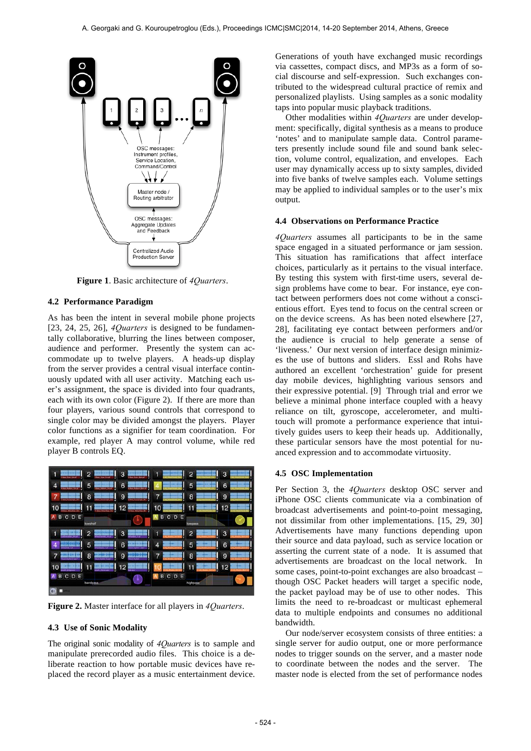**Figure 1**. Basic architecture of *4Quarters*.

## 4.2 Performance Paradigm

As has been the intent in several mobile phone projects [23, 24, 25, 26], *4Quarters* is designed to be fundamentally collaborative, blurring the lines between composer, audience and performer. Presently the system can accommodate up to twelve players. A heads-up display from the server provides a central visual interface continuously updated with all user activity. Matching each user's assignment, the space is divided into four quadrants, each with its own color (Figure 2). If there are more than four players, various sound controls that correspond to single color may be divided amongst the players. Player color functions as a signifier for team coordination. For example, red player A may control volume, while red player B controls EQ.

**Figure 2.** Master interface for all players in *4Quarters*.

## 4.3 Use of Sonic Modality

The original sonic modality of *4Quarters* is to sample and manipulate prerecorded audio files. This choice is a deliberate reaction to how portable music devices have replaced the record player as a music entertainment device. Generations of youth have exchanged music recordings via cassettes, compact discs, and MP3s as a form of social discourse and self-expression. Such exchanges contributed to the widespread cultural practice of remix and personalized playlists. Using samples as a sonic modality taps into popular music playback traditions.

Other modalities within *4Quarters* are under development: specifically, digital synthesis as a means to produce 'notes' and to manipulate sample data. Control parameters presently include sound file and sound bank selection, volume control, equalization, and envelopes. Each user may dynamically access up to sixty samples, divided into five banks of twelve samples each. Volume settings may be applied to individual samples or to the user's mix output.

## 4.4 Observations on Performance Practice

*4Quarters* assumes all participants to be in the same space engaged in a situated performance or jam session. This situation has ramifications that affect interface choices, particularly as it pertains to the visual interface. By testing this system with first-time users, several design problems have come to bear. For instance, eye contact between performers does not come without a conscientious effort. Eyes tend to focus on the central screen or on the device screens. As has been noted elsewhere [27, 28], facilitating eye contact between performers and/or the audience is crucial to help generate a sense of 'liveness.' Our next version of interface design minimizes the use of buttons and sliders. Essl and Rohs have authored an excellent 'orchestration' guide for present day mobile devices, highlighting various sensors and their expressive potential. [9] Through trial and error we believe a minimal phone interface coupled with a heavy reliance on tilt, gyroscope, accelerometer, and multi-touch will promote a performance experience that intuitively guides users to keep their heads up. Additionally, these particular sensors have the most potential for nuanced expression and to accommodate virtuosity.

## 4.5 OSC Implementation

Per Section 3, the *4Quarters* desktop OSC server and iPhone OSC clients communicate via a combination of broadcast advertisements and point-to-point messaging, not dissimilar from other implementations. [15, 29, 30] Advertisements have many functions depending upon their source and data payload, such as service location or asserting the current state of a node. It is assumed that advertisements are broadcast on the local network. In some cases, point-to-point exchanges are also broadcast – though OSC Packet headers will target a specific node, the packet payload may be of use to other nodes. This limits the need to re-broadcast or multicast ephemeral data to multiple endpoints and consumes no additional bandwidth.

Our node/server ecosystem consists of three entities: a single server for audio output, one or more performance nodes to trigger sounds on the server, and a master node to coordinate between the nodes and the server. The master node is elected from the set of performance nodes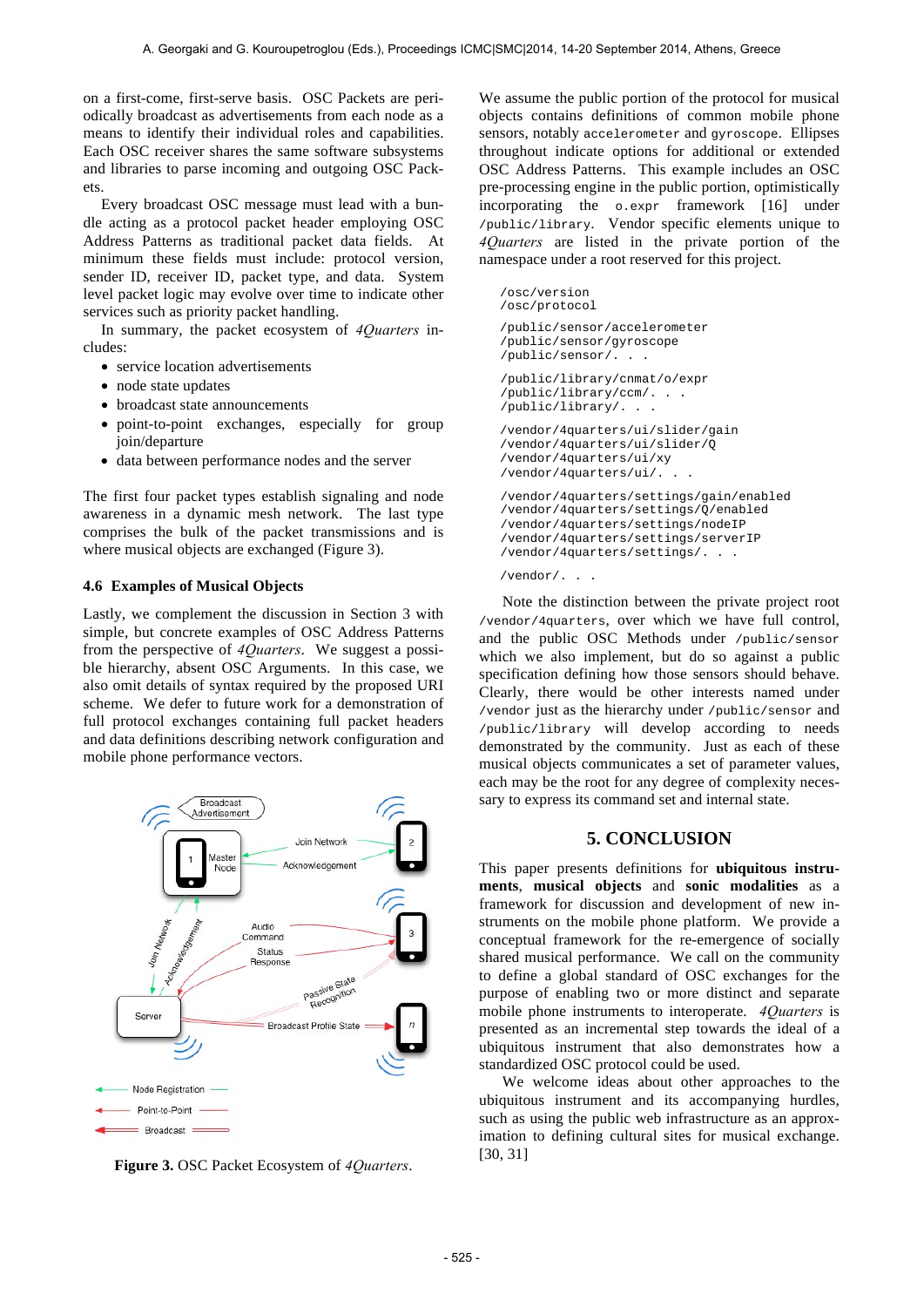on a first-come, first-serve basis. OSC Packets are periodically broadcast as advertisements from each node as a means to identify their individual roles and capabilities. Each OSC receiver shares the same software subsystems and libraries to parse incoming and outgoing OSC Packets.

Every broadcast OSC message must lead with a bundle acting as a protocol packet header employing OSC Address Patterns as traditional packet data fields. At minimum these fields must include: protocol version, sender ID, receiver ID, packet type, and data. System level packet logic may evolve over time to indicate other services such as priority packet handling.

In summary, the packet ecosystem of *4Quarters* includes:

- service location advertisements
- node state updates
- broadcast state announcements
- point-to-point exchanges, especially for group join/departure
- data between performance nodes and the server

The first four packet types establish signaling and node awareness in a dynamic mesh network. The last type comprises the bulk of the packet transmissions and is where musical objects are exchanged (Figure 3).

### 4.6 Examples of Musical Objects

Lastly, we complement the discussion in Section 3 with simple, but concrete examples of OSC Address Patterns from the perspective of *4Quarters*. We suggest a possible hierarchy, absent OSC Arguments. In this case, we also omit details of syntax required by the proposed URI scheme. We defer to future work for a demonstration of full protocol exchanges containing full packet headers and data definitions describing network configuration and mobile phone performance vectors.

**Figure 3.** OSC Packet Ecosystem of *4Quarters*.

We assume the public portion of the protocol for musical objects contains definitions of common mobile phone sensors, notably `accelerometer` and `gyroscope`. Ellipses throughout indicate options for additional or extended OSC Address Patterns. This example includes an OSC pre-processing engine in the public portion, optimistically incorporating the `o.expr` framework [16] under `/public/library`. Vendor specific elements unique to *4Quarters* are listed in the private portion of the namespace under a root reserved for this project.

```
/osc/version
/osc/protocol

/public/sensor/accelerometer
/public/sensor/gyroscope
/public/sensor/. . .

/public/library/cnmat/o/expr
/public/library/ccm/. . .
/public/library/. . .

/vendor/4quarters/ui/slider/gain
/vendor/4quarters/ui/slider/Q
/vendor/4quarters/ui/xy
/vendor/4quarters/ui/. . .

/vendor/4quarters/settings/gain/enabled
/vendor/4quarters/settings/Q/enabled
/vendor/4quarters/settings/nodeIP
/vendor/4quarters/settings/serverIP
/vendor/4quarters/settings/. . .

/vendor/. . .
```

Note the distinction between the private project root `/vendor/4quarters`, over which we have full control, and the public OSC Methods under `/public/sensor` which we also implement, but do so against a public specification defining how those sensors should behave. Clearly, there would be other interests named under `/vendor` just as the hierarchy under `/public/sensor` and `/public/library` will develop according to needs demonstrated by the community. Just as each of these musical objects communicates a set of parameter values, each may be the root for any degree of complexity necessary to express its command set and internal state.

## 5. CONCLUSION

This paper presents definitions for **ubiquitous instruments**, **musical objects** and **sonic modalities** as a framework for discussion and development of new instruments on the mobile phone platform. We provide a conceptual framework for the re-emergence of socially shared musical performance. We call on the community to define a global standard of OSC exchanges for the purpose of enabling two or more distinct and separate mobile phone instruments to interoperate. *4Quarters* is presented as an incremental step towards the ideal of a ubiquitous instrument that also demonstrates how a standardized OSC protocol could be used.

We welcome ideas about other approaches to the ubiquitous instrument and its accompanying hurdles, such as using the public web infrastructure as an approximation to defining cultural sites for musical exchange. [30, 31]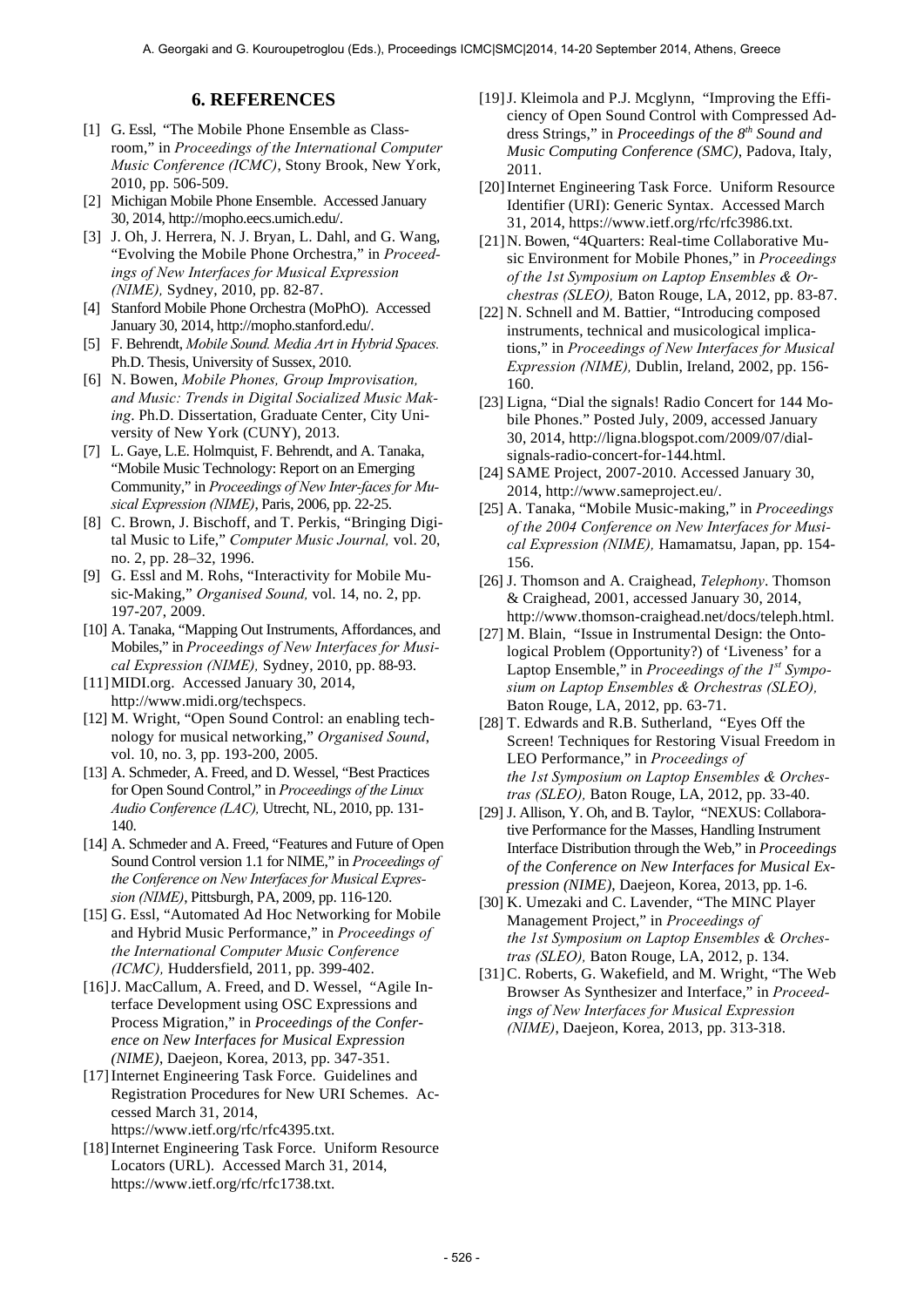## 6. REFERENCES

[1] G. Essl, "The Mobile Phone Ensemble as Classroom," in *Proceedings of the International Computer Music Conference (ICMC)*, Stony Brook, New York, 2010, pp. 506-509.

[2] Michigan Mobile Phone Ensemble. Accessed January 30, 2014, http://mopho.eecs.umich.edu/.

[3] J. Oh, J. Herrera, N. J. Bryan, L. Dahl, and G. Wang, "Evolving the Mobile Phone Orchestra," in *Proceedings of New Interfaces for Musical Expression (NIME),* Sydney, 2010, pp. 82-87.

[4] Stanford Mobile Phone Orchestra (MoPhO). Accessed January 30, 2014, http://mopho.stanford.edu/.

[5] F. Behrendt, *Mobile Sound. Media Art in Hybrid Spaces.* Ph.D. Thesis, University of Sussex, 2010.

[6] N. Bowen, *Mobile Phones, Group Improvisation, and Music: Trends in Digital Socialized Music Making*. Ph.D. Dissertation, Graduate Center, City University of New York (CUNY), 2013.

[7] L. Gaye, L.E. Holmquist, F. Behrendt, and A. Tanaka, "Mobile Music Technology: Report on an Emerging Community," in *Proceedings of New Inter-faces for Musical Expression (NIME)*, Paris, 2006, pp. 22-25.

[8] C. Brown, J. Bischoff, and T. Perkis, "Bringing Digital Music to Life," *Computer Music Journal,* vol. 20, no. 2, pp. 28–32, 1996.

[9] G. Essl and M. Rohs, "Interactivity for Mobile Music-Making," *Organised Sound,* vol. 14, no. 2, pp. 197-207, 2009.

[10] A. Tanaka, "Mapping Out Instruments, Affordances, and Mobiles," in *Proceedings of New Interfaces for Musical Expression (NIME),* Sydney, 2010, pp. 88-93.

[11] MIDI.org. Accessed January 30, 2014, http://www.midi.org/techspecs.

[12] M. Wright, "Open Sound Control: an enabling technology for musical networking," *Organised Sound*, vol. 10, no. 3, pp. 193-200, 2005.

[13] A. Schmeder, A. Freed, and D. Wessel, "Best Practices for Open Sound Control," in *Proceedings of the Linux Audio Conference (LAC),* Utrecht, NL, 2010, pp. 131-140.

[14] A. Schmeder and A. Freed, "Features and Future of Open Sound Control version 1.1 for NIME," in *Proceedings of the Conference on New Interfaces for Musical Expression (NIME)*, Pittsburgh, PA, 2009, pp. 116-120.

[15] G. Essl, "Automated Ad Hoc Networking for Mobile and Hybrid Music Performance," in *Proceedings of the International Computer Music Conference (ICMC),* Huddersfield, 2011, pp. 399-402.

[16] J. MacCallum, A. Freed, and D. Wessel, "Agile Interface Development using OSC Expressions and Process Migration," in *Proceedings of the Conference on New Interfaces for Musical Expression (NIME)*, Daejeon, Korea, 2013, pp. 347-351.

[17] Internet Engineering Task Force. Guidelines and Registration Procedures for New URI Schemes. Accessed March 31, 2014, https://www.ietf.org/rfc/rfc4395.txt.

[18] Internet Engineering Task Force. Uniform Resource Locators (URL). Accessed March 31, 2014, https://www.ietf.org/rfc/rfc1738.txt.

[19] J. Kleimola and P.J. Mcglynn, "Improving the Efficiency of Open Sound Control with Compressed Address Strings," in *Proceedings of the 8th Sound and Music Computing Conference (SMC)*, Padova, Italy, 2011.

[20] Internet Engineering Task Force. Uniform Resource Identifier (URI): Generic Syntax. Accessed March 31, 2014, https://www.ietf.org/rfc/rfc3986.txt.

[21] N. Bowen, "4Quarters: Real-time Collaborative Music Environment for Mobile Phones," in *Proceedings of the 1st Symposium on Laptop Ensembles & Orchestras (SLEO),* Baton Rouge, LA, 2012, pp. 83-87.

[22] N. Schnell and M. Battier, "Introducing composed instruments, technical and musicological implications," in *Proceedings of New Interfaces for Musical Expression (NIME),* Dublin, Ireland, 2002, pp. 156-160.

[23] Ligna, "Dial the signals! Radio Concert for 144 Mobile Phones." Posted July, 2009, accessed January 30, 2014, http://ligna.blogspot.com/2009/07/dial-signals-radio-concert-for-144.html.

[24] SAME Project, 2007-2010. Accessed January 30, 2014, http://www.sameproject.eu/.

[25] A. Tanaka, "Mobile Music-making," in *Proceedings of the 2004 Conference on New Interfaces for Musical Expression (NIME),* Hamamatsu, Japan, pp. 154-156.

[26] J. Thomson and A. Craighead, *Telephony*. Thomson & Craighead, 2001, accessed January 30, 2014, http://www.thomson-craighead.net/docs/teleph.html.

[27] M. Blain, "Issue in Instrumental Design: the Ontological Problem (Opportunity?) of 'Liveness' for a Laptop Ensemble," in *Proceedings of the 1st Symposium on Laptop Ensembles & Orchestras (SLEO),* Baton Rouge, LA, 2012, pp. 63-71.

[28] T. Edwards and R.B. Sutherland, "Eyes Off the Screen! Techniques for Restoring Visual Freedom in LEO Performance," in *Proceedings of the 1st Symposium on Laptop Ensembles & Orchestras (SLEO),* Baton Rouge, LA, 2012, pp. 33-40.

[29] J. Allison, Y. Oh, and B. Taylor, "NEXUS: Collaborative Performance for the Masses, Handling Instrument Interface Distribution through the Web," in *Proceedings of the Conference on New Interfaces for Musical Expression (NIME)*, Daejeon, Korea, 2013, pp. 1-6.

[30] K. Umezaki and C. Lavender, "The MINC Player Management Project," in *Proceedings of the 1st Symposium on Laptop Ensembles & Orchestras (SLEO),* Baton Rouge, LA, 2012, p. 134.

[31] C. Roberts, G. Wakefield, and M. Wright, "The Web Browser As Synthesizer and Interface," in *Proceedings of New Interfaces for Musical Expression (NIME)*, Daejeon, Korea, 2013, pp. 313-318.